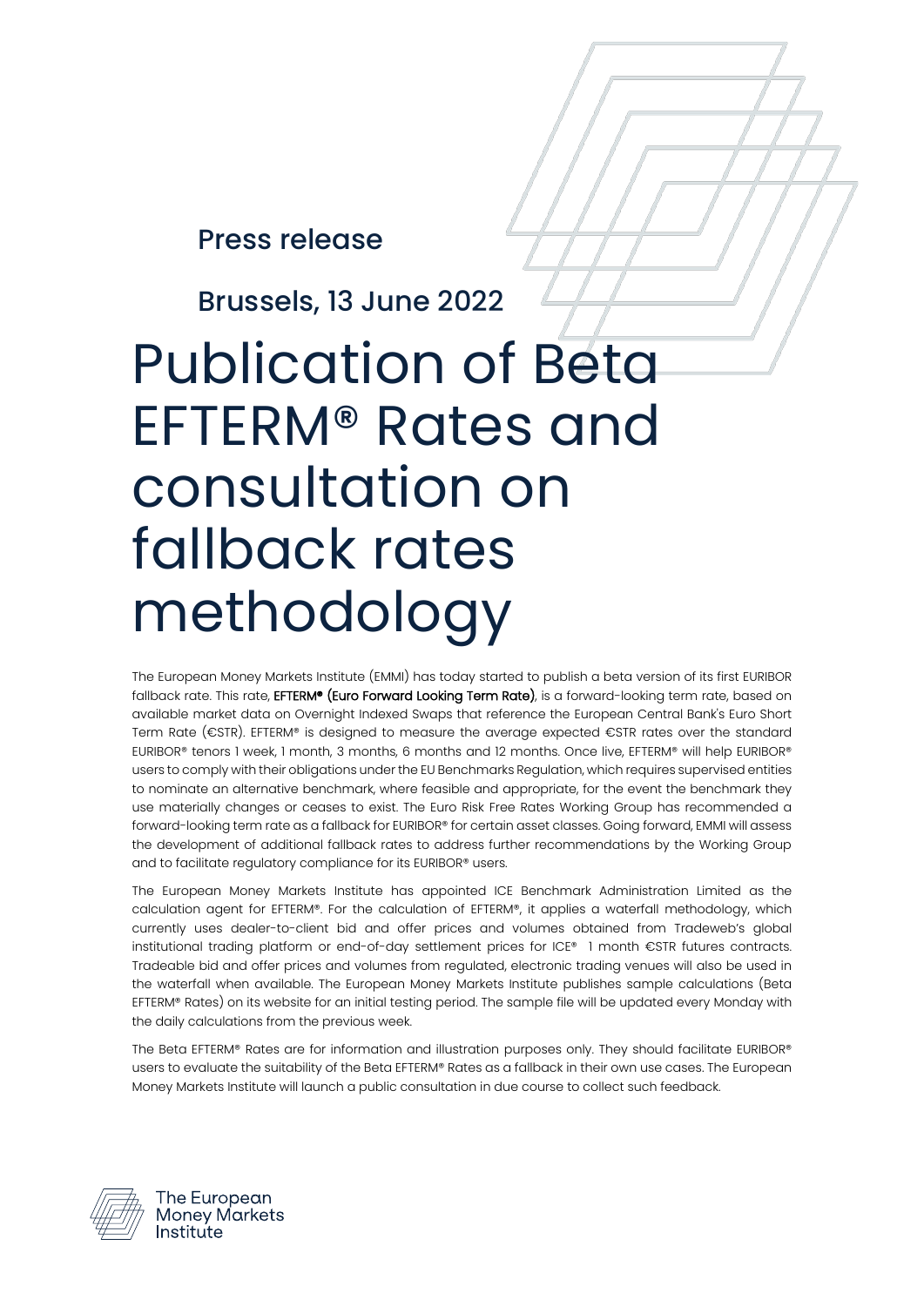Press release

Brussels, 13 June 2022

# Publication of Beta EFTERM® Rates and consultation on fallback rates methodology

The European Money Markets Institute (EMMI) has today started to publish a beta version of its first EURIBOR fallback rate. This rate, **EFTERM® (Euro Forward Looking Term Rate)**, is a forward-looking term rate, based on available market data on Overnight Indexed Swaps that reference the European Central Bank's Euro Short Term Rate (€STR). EFTERM® is designed to measure the average expected €STR rates over the standard EURIBOR® tenors 1 week, 1 month, 3 months, 6 months and 12 months. Once live, EFTERM® will help EURIBOR® users to comply with their obligations under the EU Benchmarks Regulation, which requires supervised entities to nominate an alternative benchmark, where feasible and appropriate, for the event the benchmark they use materially changes or ceases to exist. The Euro Risk Free Rates Working Group has recommended a forward-looking term rate as a fallback for EURIBOR® for certain asset classes. Going forward, EMMI will assess the development of additional fallback rates to address further recommendations by the Working Group and to facilitate regulatory compliance for its EURIBOR® users.

The European Money Markets Institute has appointed ICE Benchmark Administration Limited as the calculation agent for EFTERM®. For the calculation of EFTERM®, it applies a waterfall methodology, which currently uses dealer-to-client bid and offer prices and volumes obtained from Tradeweb's global institutional trading platform or end-of-day settlement prices for ICE® 1 month €STR futures contracts. Tradeable bid and offer prices and volumes from regulated, electronic trading venues will also be used in the waterfall when available. The European Money Markets Institute publishes sample calculations (Beta EFTERM® Rates) on its website for an initial testing period. The sample file will be updated every Monday with the daily calculations from the previous week.

The Beta EFTERM® Rates are for information and illustration purposes only. They should facilitate EURIBOR® users to evaluate the suitability of the Beta EFTERM® Rates as a fallback in their own use cases. The European Money Markets Institute will launch a public consultation in due course to collect such feedback.

The European Money Markets Institute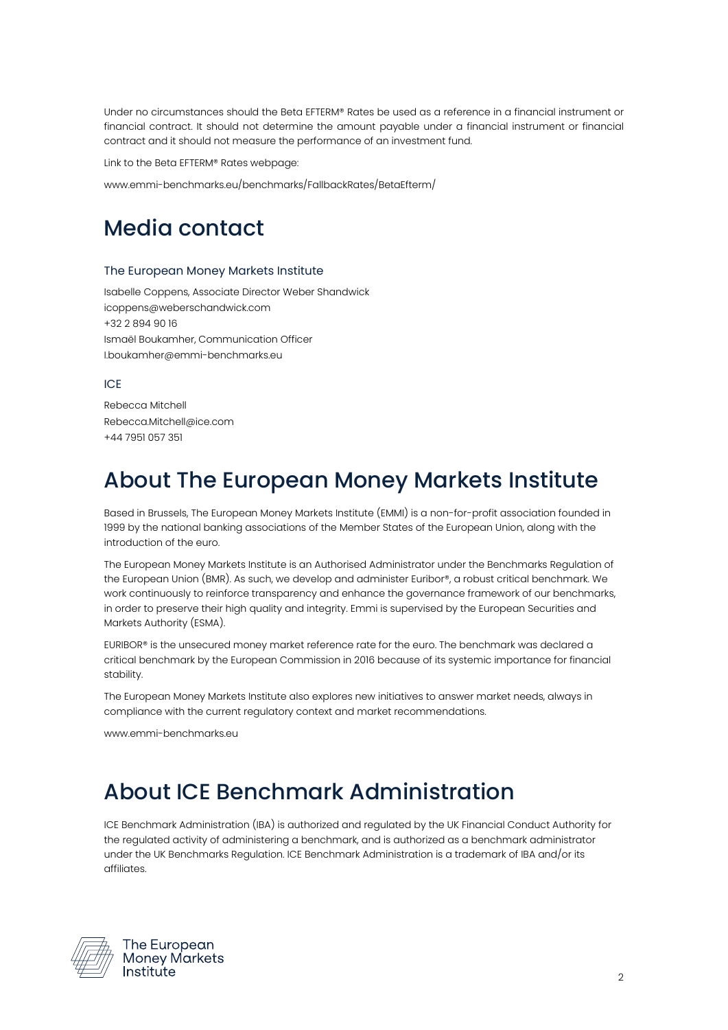Under no circumstances should the Beta EFTERM® Rates be used as a reference in a financial instrument or financial contract. It should not determine the amount payable under a financial instrument or financial contract and it should not measure the performance of an investment fund.

Link to the Beta EFTERM® Rates webpage:

www.emmi-benchmarks.eu/benchmarks/FallbackRates/BetaEfterm/

# Media contact

### The European Money Markets Institute

Isabelle Coppens, Associate Director Weber Shandwick
icoppens@weberschandwick.com
+32 2 894 90 16
Ismaël Boukamher, Communication Officer
I.boukamher@emmi-benchmarks.eu

### ICE

Rebecca Mitchell
Rebecca.Mitchell@ice.com
+44 7951 057 351

# About The European Money Markets Institute

Based in Brussels, The European Money Markets Institute (EMMI) is a non-for-profit association founded in 1999 by the national banking associations of the Member States of the European Union, along with the introduction of the euro.

The European Money Markets Institute is an Authorised Administrator under the Benchmarks Regulation of the European Union (BMR). As such, we develop and administer Euribor®, a robust critical benchmark. We work continuously to reinforce transparency and enhance the governance framework of our benchmarks, in order to preserve their high quality and integrity. Emmi is supervised by the European Securities and Markets Authority (ESMA).

EURIBOR® is the unsecured money market reference rate for the euro. The benchmark was declared a critical benchmark by the European Commission in 2016 because of its systemic importance for financial stability.

The European Money Markets Institute also explores new initiatives to answer market needs, always in compliance with the current regulatory context and market recommendations.

www.emmi-benchmarks.eu

# About ICE Benchmark Administration

ICE Benchmark Administration (IBA) is authorized and regulated by the UK Financial Conduct Authority for the regulated activity of administering a benchmark, and is authorized as a benchmark administrator under the UK Benchmarks Regulation. ICE Benchmark Administration is a trademark of IBA and/or its affiliates.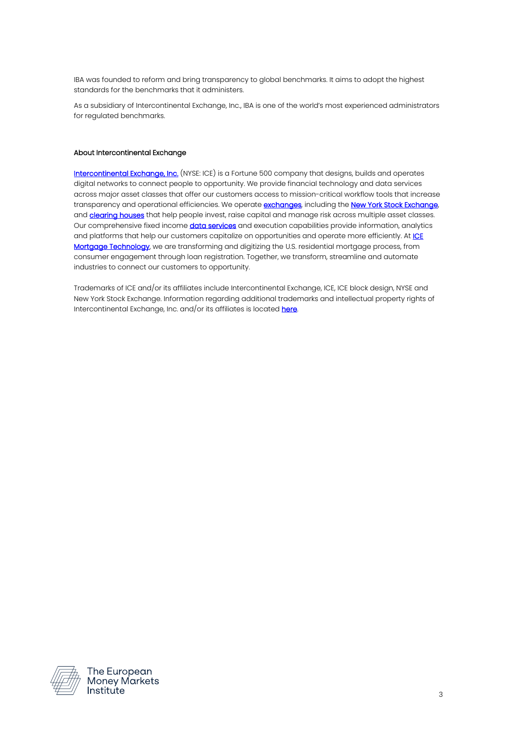IBA was founded to reform and bring transparency to global benchmarks. It aims to adopt the highest standards for the benchmarks that it administers.

As a subsidiary of Intercontinental Exchange, Inc., IBA is one of the world's most experienced administrators for regulated benchmarks.

#### About Intercontinental Exchange

Intercontinental Exchange, Inc. (NYSE: ICE) is a Fortune 500 company that designs, builds and operates digital networks to connect people to opportunity. We provide financial technology and data services across major asset classes that offer our customers access to mission-critical workflow tools that increase transparency and operational efficiencies. We operate exchanges, including the New York Stock Exchange, and clearing houses that help people invest, raise capital and manage risk across multiple asset classes. Our comprehensive fixed income data services and execution capabilities provide information, analytics and platforms that help our customers capitalize on opportunities and operate more efficiently. At ICE Mortgage Technology, we are transforming and digitizing the U.S. residential mortgage process, from consumer engagement through loan registration. Together, we transform, streamline and automate industries to connect our customers to opportunity.

Trademarks of ICE and/or its affiliates include Intercontinental Exchange, ICE, ICE block design, NYSE and New York Stock Exchange. Information regarding additional trademarks and intellectual property rights of Intercontinental Exchange, Inc. and/or its affiliates is located here.